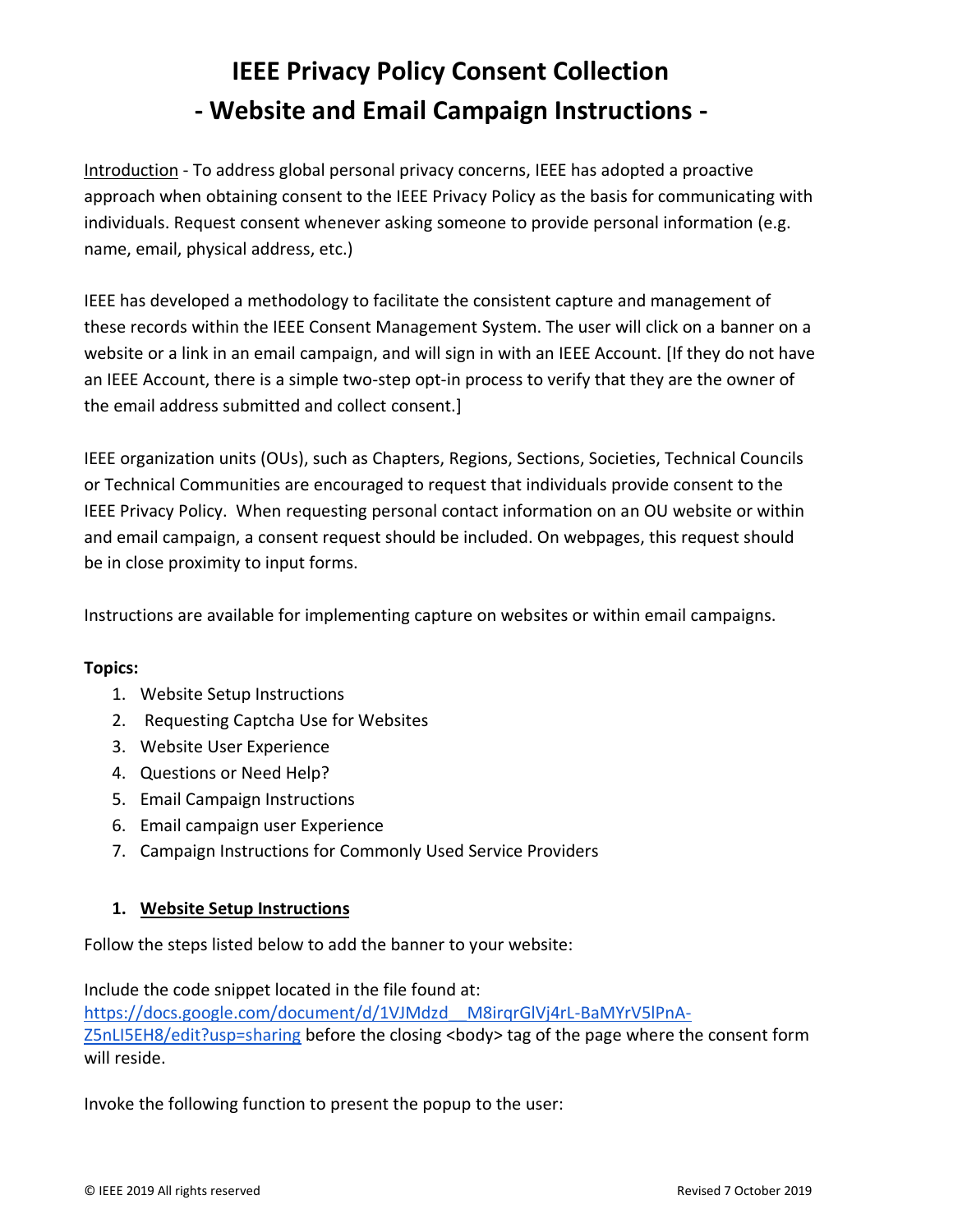# IEEE Privacy Policy Consent Collection
# - Website and Email Campaign Instructions -

Introduction - To address global personal privacy concerns, IEEE has adopted a proactive approach when obtaining consent to the IEEE Privacy Policy as the basis for communicating with individuals. Request consent whenever asking someone to provide personal information (e.g. name, email, physical address, etc.)

IEEE has developed a methodology to facilitate the consistent capture and management of these records within the IEEE Consent Management System. The user will click on a banner on a website or a link in an email campaign, and will sign in with an IEEE Account. [If they do not have an IEEE Account, there is a simple two-step opt-in process to verify that they are the owner of the email address submitted and collect consent.]

IEEE organization units (OUs), such as Chapters, Regions, Sections, Societies, Technical Councils or Technical Communities are encouraged to request that individuals provide consent to the IEEE Privacy Policy. When requesting personal contact information on an OU website or within and email campaign, a consent request should be included. On webpages, this request should be in close proximity to input forms.

Instructions are available for implementing capture on websites or within email campaigns.

**Topics:**

1. Website Setup Instructions
2. Requesting Captcha Use for Websites
3. Website User Experience
4. Questions or Need Help?
5. Email Campaign Instructions
6. Email campaign user Experience
7. Campaign Instructions for Commonly Used Service Providers

## 1. Website Setup Instructions

Follow the steps listed below to add the banner to your website:

Include the code snippet located in the file found at: https://docs.google.com/document/d/1VJMdzd__M8irqrGlVj4rL-BaMYrV5lPnA-Z5nLI5EH8/edit?usp=sharing before the closing <body> tag of the page where the consent form will reside.

Invoke the following function to present the popup to the user: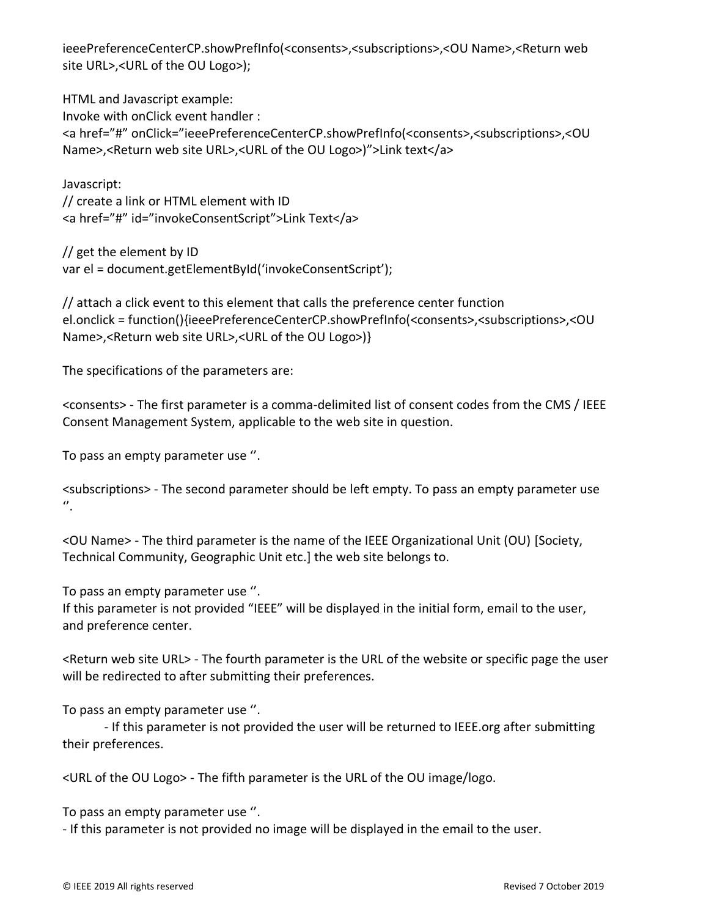ieeePreferenceCenterCP.showPrefInfo(<consents>,<subscriptions>,<OU Name>,<Return web site URL>,<URL of the OU Logo>);

HTML and Javascript example:
Invoke with onClick event handler :

```
<a href="#" onClick="ieeePreferenceCenterCP.showPrefInfo(<consents>,<subscriptions>,<OU Name>,<Return web site URL>,<URL of the OU Logo>)">Link text</a>
```

Javascript:

```
// create a link or HTML element with ID
<a href="#" id="invokeConsentScript">Link Text</a>

// get the element by ID
var el = document.getElementById('invokeConsentScript');

// attach a click event to this element that calls the preference center function
el.onclick = function(){ieeePreferenceCenterCP.showPrefInfo(<consents>,<subscriptions>,<OU Name>,<Return web site URL>,<URL of the OU Logo>)}
```

The specifications of the parameters are:

<consents> - The first parameter is a comma-delimited list of consent codes from the CMS / IEEE Consent Management System, applicable to the web site in question.

To pass an empty parameter use ''.

<subscriptions> - The second parameter should be left empty. To pass an empty parameter use ''.

<OU Name> - The third parameter is the name of the IEEE Organizational Unit (OU) [Society, Technical Community, Geographic Unit etc.] the web site belongs to.

To pass an empty parameter use ''.
If this parameter is not provided "IEEE" will be displayed in the initial form, email to the user, and preference center.

<Return web site URL> - The fourth parameter is the URL of the website or specific page the user will be redirected to after submitting their preferences.

To pass an empty parameter use ''.
- If this parameter is not provided the user will be returned to IEEE.org after submitting their preferences.

<URL of the OU Logo> - The fifth parameter is the URL of the OU image/logo.

To pass an empty parameter use ''.
- If this parameter is not provided no image will be displayed in the email to the user.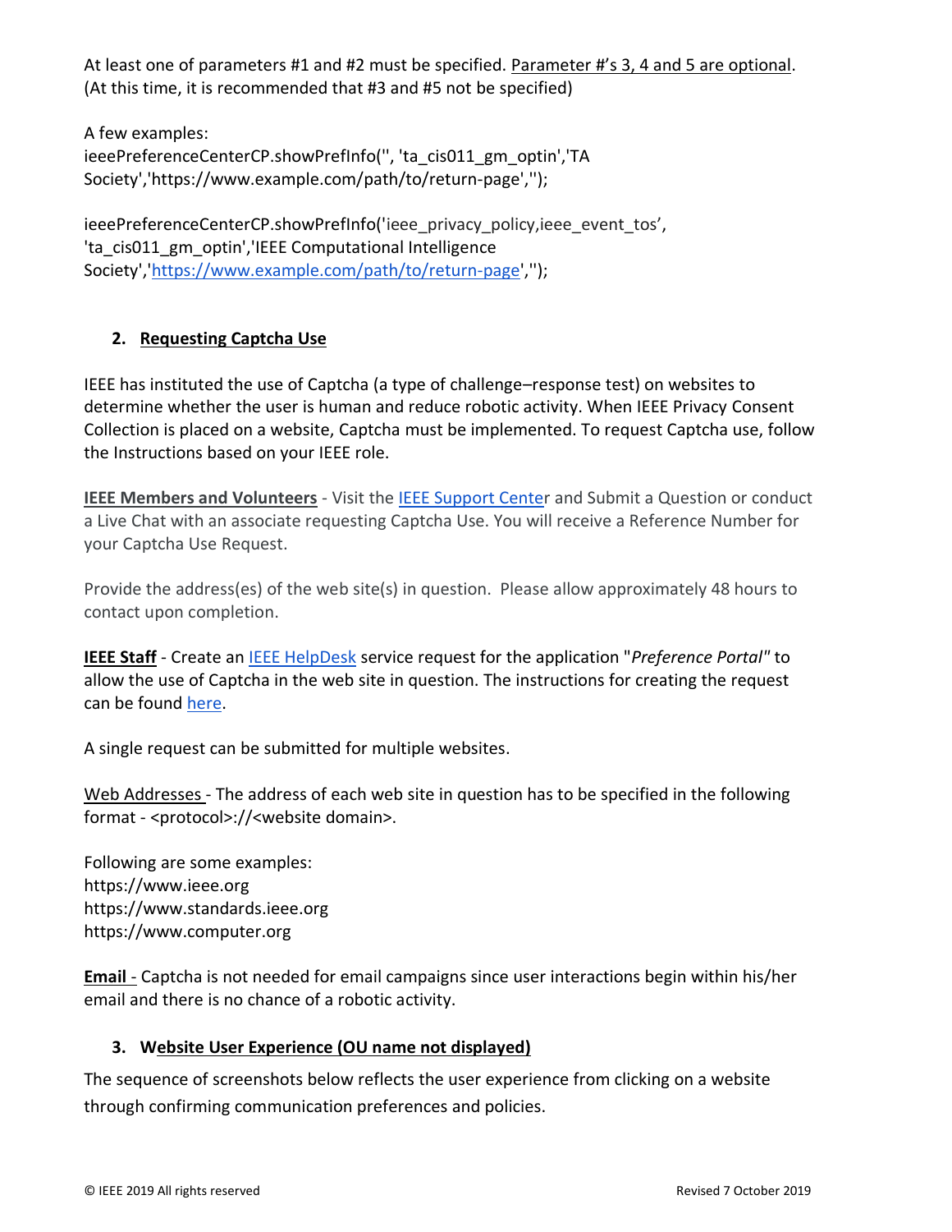At least one of parameters #1 and #2 must be specified. Parameter #'s 3, 4 and 5 are optional. (At this time, it is recommended that #3 and #5 not be specified)

A few examples:
ieeePreferenceCenterCP.showPrefInfo('', 'ta_cis011_gm_optin','TA Society','https://www.example.com/path/to/return-page','');

ieeePreferenceCenterCP.showPrefInfo('ieee_privacy_policy,ieee_event_tos', 'ta_cis011_gm_optin','IEEE Computational Intelligence Society','https://www.example.com/path/to/return-page','');

## 2. Requesting Captcha Use

IEEE has instituted the use of Captcha (a type of challenge–response test) on websites to determine whether the user is human and reduce robotic activity. When IEEE Privacy Consent Collection is placed on a website, Captcha must be implemented. To request Captcha use, follow the Instructions based on your IEEE role.

**IEEE Members and Volunteers** - Visit the IEEE Support Center and Submit a Question or conduct a Live Chat with an associate requesting Captcha Use. You will receive a Reference Number for your Captcha Use Request.

Provide the address(es) of the web site(s) in question. Please allow approximately 48 hours to contact upon completion.

**IEEE Staff** - Create an IEEE HelpDesk service request for the application "*Preference Portal*" to allow the use of Captcha in the web site in question. The instructions for creating the request can be found here.

A single request can be submitted for multiple websites.

Web Addresses - The address of each web site in question has to be specified in the following format - <protocol>://<website domain>.

Following are some examples:
https://www.ieee.org
https://www.standards.ieee.org
https://www.computer.org

**Email** - Captcha is not needed for email campaigns since user interactions begin within his/her email and there is no chance of a robotic activity.

## 3. Website User Experience (OU name not displayed)

The sequence of screenshots below reflects the user experience from clicking on a website through confirming communication preferences and policies.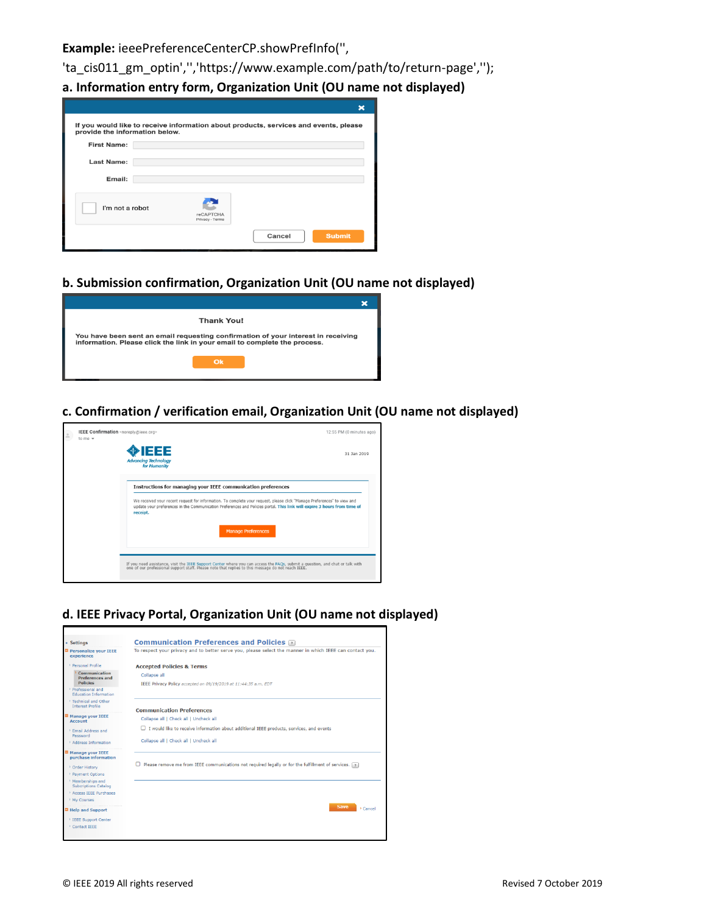**Example:** ieeePreferenceCenterCP.showPrefInfo('',
'ta_cis011_gm_optin','','https://www.example.com/path/to/return-page','');

**a. Information entry form, Organization Unit (OU name not displayed)**

If you would like to receive information about products, services and events, please provide the information below.

First Name:

Last Name:

Email:

I'm not a robot

reCAPTCHA
Privacy - Terms

Cancel Submit

**b. Submission confirmation, Organization Unit (OU name not displayed)**

Thank You!

You have been sent an email requesting confirmation of your interest in receiving information. Please click the link in your email to complete the process.

Ok

**c. Confirmation / verification email, Organization Unit (OU name not displayed)**

IEEE Confirmation <noreply@ieee.org>
to me

12:55 PM (0 minutes ago)

IEEE
Advancing Technology for Humanity

31 Jan 2019

Instructions for managing your IEEE communication preferences

We received your recent request for information. To complete your request, please click "Manage Preferences" to view and update your preferences in the Communication Preferences and Policies portal. This link will expire 3 hours from time of receipt.

Manage Preferences

If you need assistance, visit the IEEE Support Center where you can access the FAQs, submit a question, and chat or talk with one of our professional support staff. Please note that replies to this message do not reach IEEE.

**d. IEEE Privacy Portal, Organization Unit (OU name not displayed)**

Settings
Personalize your IEEE experience
- Personal Profile
- Communication Preferences and Policies
- Professional and Education Information
- Technical and Other Interest Profile

Manage your IEEE Account
- Email Address and Password
- Address Information

Manage your IEEE purchase information
- Order History
- Payment Options
- Memberships and Subscriptions Catalog
- Access IEEE Purchases
- My Courses

Help and Support
- IEEE Support Center
- Contact IEEE

Communication Preferences and Policies

To respect your privacy and to better serve you, please select the manner in which IEEE can contact you.

Accepted Policies & Terms

Collapse all

IEEE Privacy Policy accepted on 09/19/2019 at 11:44:35 a.m. EDT

Communication Preferences

Collapse all | Check all | Uncheck all

☐ I would like to receive information about additional IEEE products, services, and events

Collapse all | Check all | Uncheck all

☐ Please remove me from IEEE communications not required legally or for the fulfillment of services.

Save Cancel

© IEEE 2019 All rights reserved Revised 7 October 2019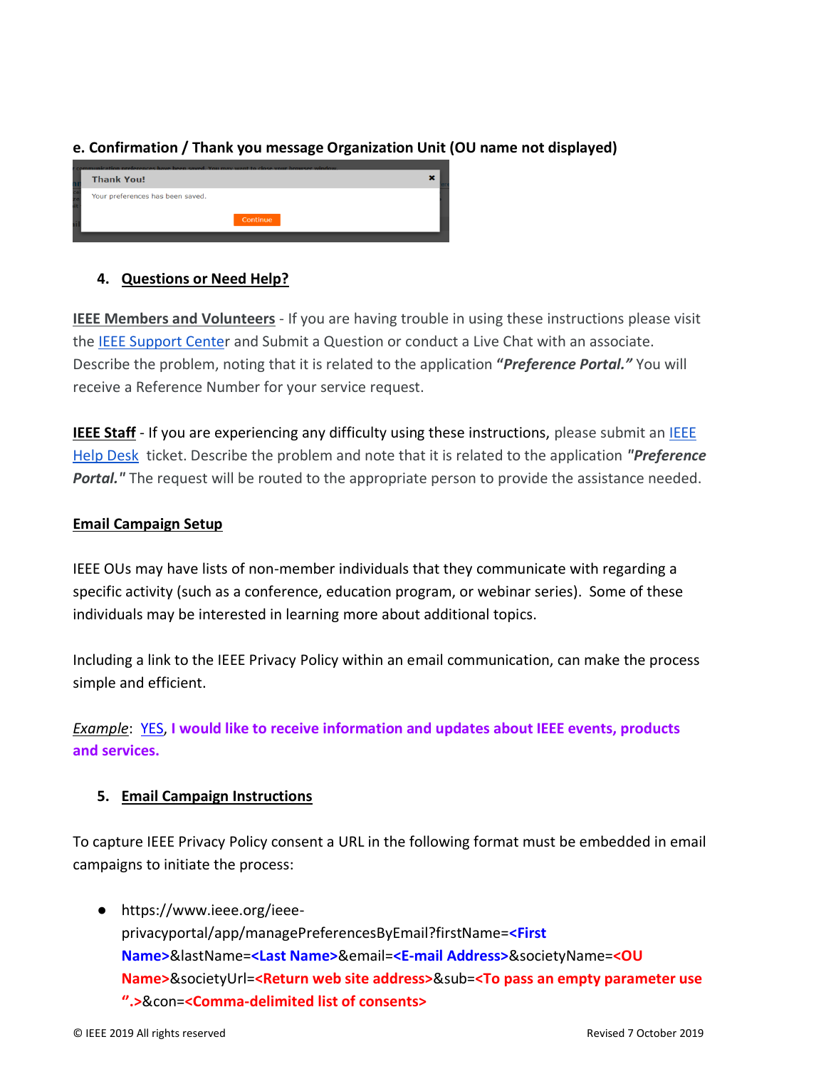**e. Confirmation / Thank you message Organization Unit (OU name not displayed)**

4. **Questions or Need Help?**

**IEEE Members and Volunteers** - If you are having trouble in using these instructions please visit the IEEE Support Center and Submit a Question or conduct a Live Chat with an associate. Describe the problem, noting that it is related to the application ***"Preference Portal."*** You will receive a Reference Number for your service request.

**IEEE Staff** - If you are experiencing any difficulty using these instructions, please submit an IEEE Help Desk ticket. Describe the problem and note that it is related to the application ***"Preference Portal."*** The request will be routed to the appropriate person to provide the assistance needed.

**Email Campaign Setup**

IEEE OUs may have lists of non-member individuals that they communicate with regarding a specific activity (such as a conference, education program, or webinar series). Some of these individuals may be interested in learning more about additional topics.

Including a link to the IEEE Privacy Policy within an email communication, can make the process simple and efficient.

*Example*: YES, **I would like to receive information and updates about IEEE events, products and services.**

5. **Email Campaign Instructions**

To capture IEEE Privacy Policy consent a URL in the following format must be embedded in email campaigns to initiate the process:

- https://www.ieee.org/ieee-privacyportal/app/managePreferencesByEmail?firstName=**<First Name>**&lastName=**<Last Name>**&email=**<E-mail Address>**&societyName=**<OU Name>**&societyUrl=**<Return web site address>**&sub=**<To pass an empty parameter use ".>**&con=**<Comma-delimited list of consents>**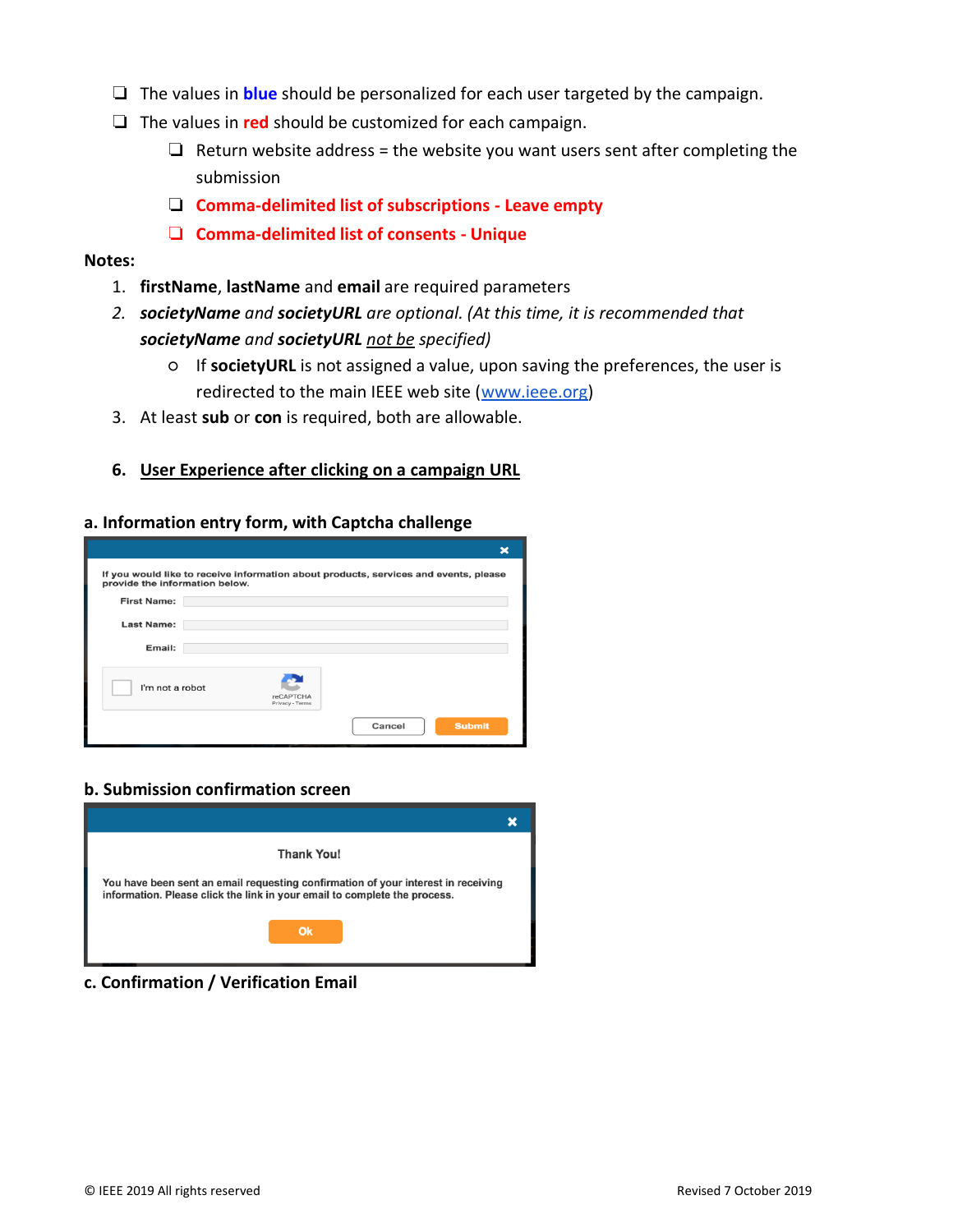- ❑ The values in **blue** should be personalized for each user targeted by the campaign.
- ❑ The values in **red** should be customized for each campaign.
  - ❑ Return website address = the website you want users sent after completing the submission
  - ❑ **Comma-delimited list of subscriptions - Leave empty**
  - ❑ **Comma-delimited list of consents - Unique**

**Notes:**

1. **firstName**, **lastName** and **email** are required parameters
2. ***societyName*** *and* ***societyURL*** *are optional. (At this time, it is recommended that* ***societyName*** *and* ***societyURL*** *not be specified)*
   - If **societyURL** is not assigned a value, upon saving the preferences, the user is redirected to the main IEEE web site (www.ieee.org)
3. At least **sub** or **con** is required, both are allowable.

### 6. User Experience after clicking on a campaign URL

**a. Information entry form, with Captcha challenge**

If you would like to receive information about products, services and events, please provide the information below.

First Name:

Last Name:

Email:

I'm not a robot

reCAPTCHA
Privacy - Terms

Cancel | Submit

**b. Submission confirmation screen**

Thank You!

You have been sent an email requesting confirmation of your interest in receiving information. Please click the link in your email to complete the process.

Ok

**c. Confirmation / Verification Email**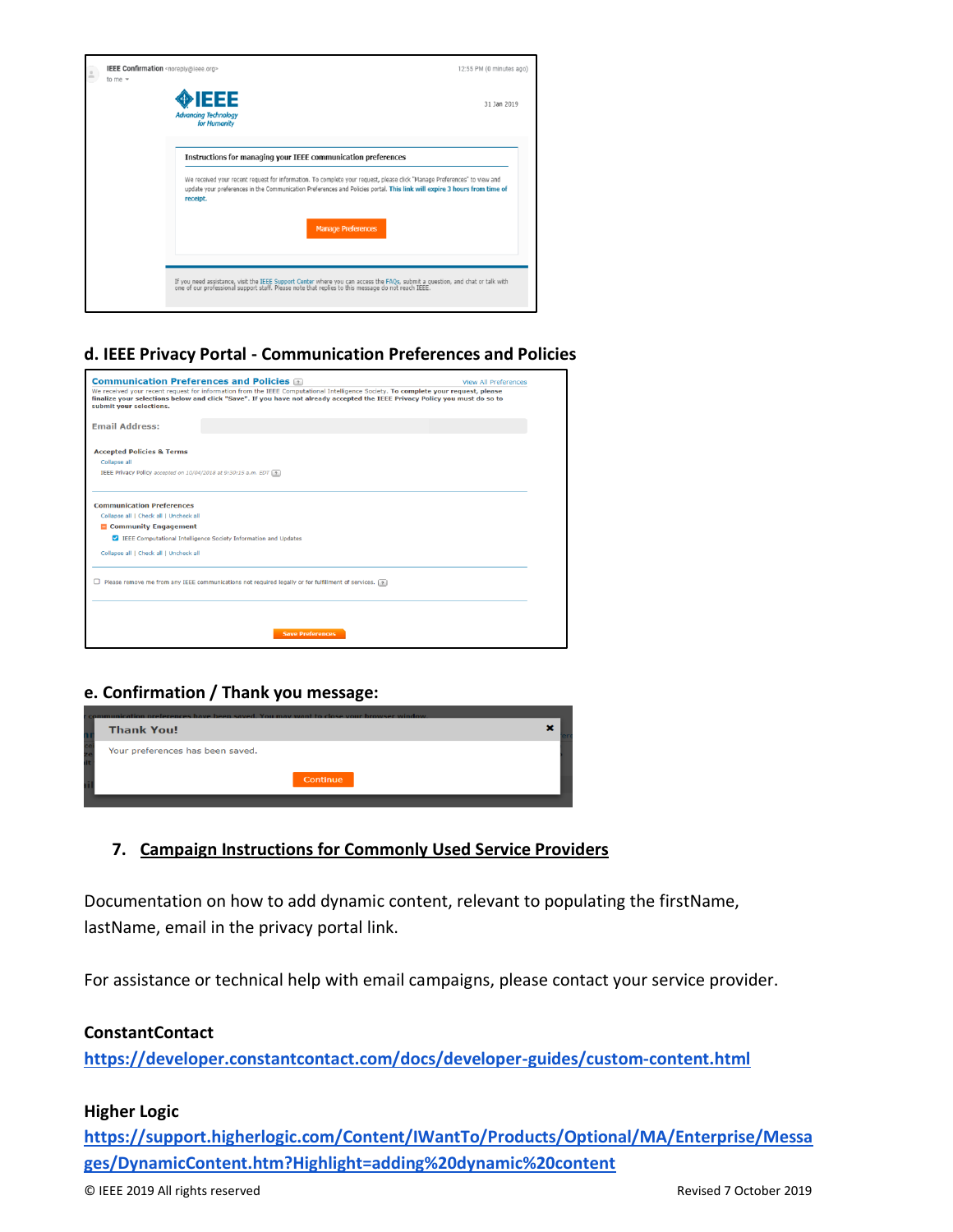**d. IEEE Privacy Portal - Communication Preferences and Policies**

**e. Confirmation / Thank you message:**

## 7. Campaign Instructions for Commonly Used Service Providers

Documentation on how to add dynamic content, relevant to populating the firstName, lastName, email in the privacy portal link.

For assistance or technical help with email campaigns, please contact your service provider.

**ConstantContact**
https://developer.constantcontact.com/docs/developer-guides/custom-content.html

**Higher Logic**
https://support.higherlogic.com/Content/IWantTo/Products/Optional/MA/Enterprise/Messages/DynamicContent.htm?Highlight=adding%20dynamic%20content

© IEEE 2019 All rights reserved Revised 7 October 2019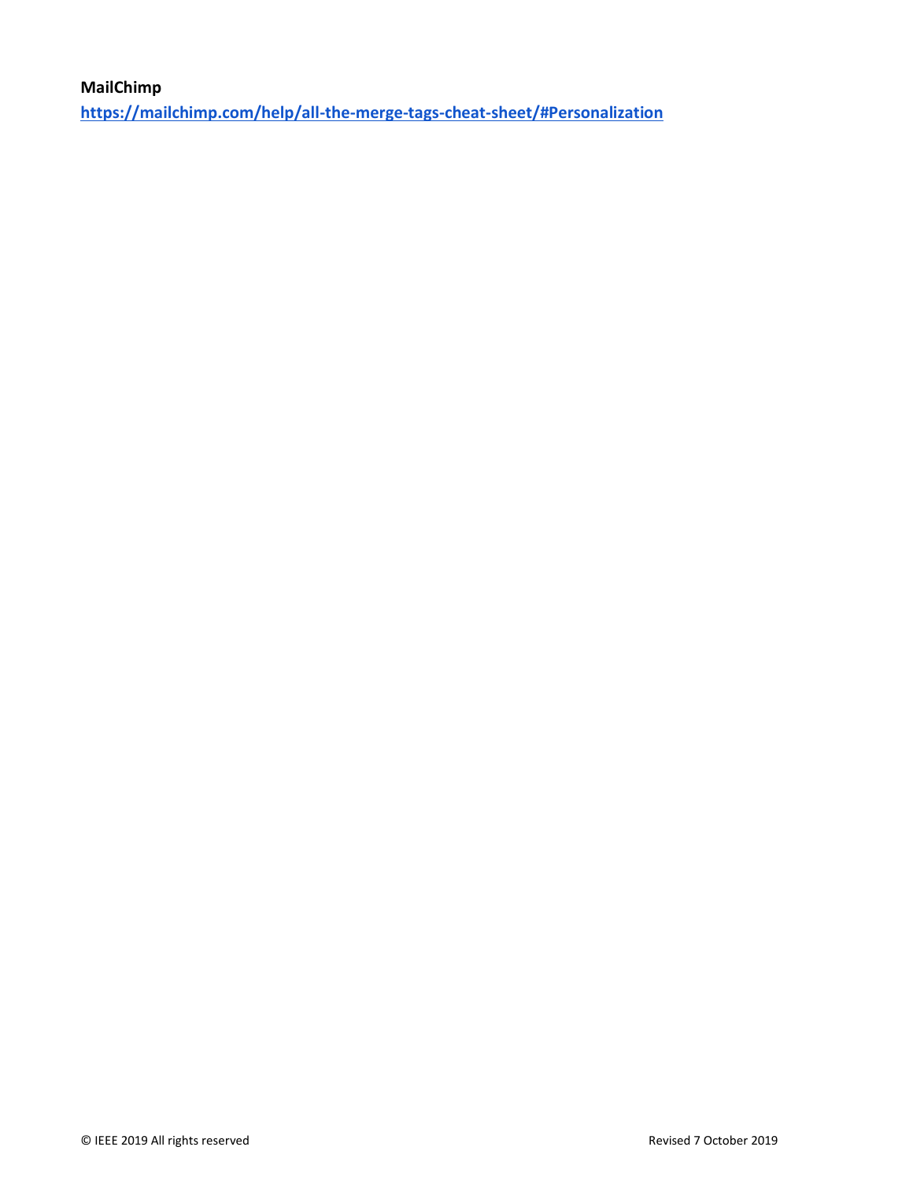**MailChimp**

**https://mailchimp.com/help/all-the-merge-tags-cheat-sheet/#Personalization**